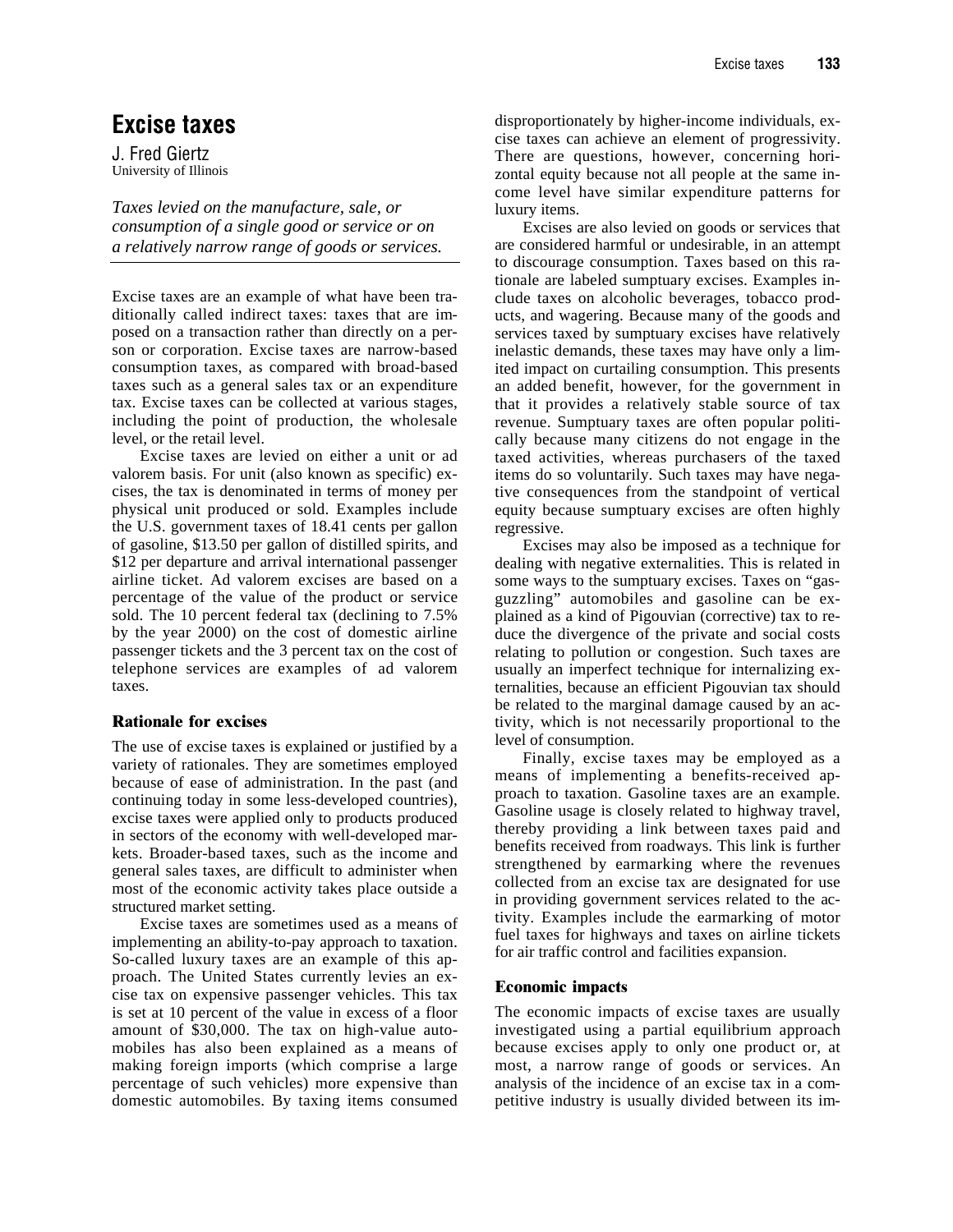# Excise taxes

J. Fred Giertz
University of Illinois

*Taxes levied on the manufacture, sale, or consumption of a single good or service or on a relatively narrow range of goods or services.*

Excise taxes are an example of what have been traditionally called indirect taxes: taxes that are imposed on a transaction rather than directly on a person or corporation. Excise taxes are narrow-based consumption taxes, as compared with broad-based taxes such as a general sales tax or an expenditure tax. Excise taxes can be collected at various stages, including the point of production, the wholesale level, or the retail level.

Excise taxes are levied on either a unit or ad valorem basis. For unit (also known as specific) excises, the tax is denominated in terms of money per physical unit produced or sold. Examples include the U.S. government taxes of 18.41 cents per gallon of gasoline, $13.50 per gallon of distilled spirits, and $12 per departure and arrival international passenger airline ticket. Ad valorem excises are based on a percentage of the value of the product or service sold. The 10 percent federal tax (declining to 7.5% by the year 2000) on the cost of domestic airline passenger tickets and the 3 percent tax on the cost of telephone services are examples of ad valorem taxes.

## Rationale for excises

The use of excise taxes is explained or justified by a variety of rationales. They are sometimes employed because of ease of administration. In the past (and continuing today in some less-developed countries), excise taxes were applied only to products produced in sectors of the economy with well-developed markets. Broader-based taxes, such as the income and general sales taxes, are difficult to administer when most of the economic activity takes place outside a structured market setting.

Excise taxes are sometimes used as a means of implementing an ability-to-pay approach to taxation. So-called luxury taxes are an example of this approach. The United States currently levies an excise tax on expensive passenger vehicles. This tax is set at 10 percent of the value in excess of a floor amount of $30,000. The tax on high-value automobiles has also been explained as a means of making foreign imports (which comprise a large percentage of such vehicles) more expensive than domestic automobiles. By taxing items consumed disproportionately by higher-income individuals, excise taxes can achieve an element of progressivity. There are questions, however, concerning horizontal equity because not all people at the same income level have similar expenditure patterns for luxury items.

Excises are also levied on goods or services that are considered harmful or undesirable, in an attempt to discourage consumption. Taxes based on this rationale are labeled sumptuary excises. Examples include taxes on alcoholic beverages, tobacco products, and wagering. Because many of the goods and services taxed by sumptuary excises have relatively inelastic demands, these taxes may have only a limited impact on curtailing consumption. This presents an added benefit, however, for the government in that it provides a relatively stable source of tax revenue. Sumptuary taxes are often popular politically because many citizens do not engage in the taxed activities, whereas purchasers of the taxed items do so voluntarily. Such taxes may have negative consequences from the standpoint of vertical equity because sumptuary excises are often highly regressive.

Excises may also be imposed as a technique for dealing with negative externalities. This is related in some ways to the sumptuary excises. Taxes on "gas-guzzling" automobiles and gasoline can be explained as a kind of Pigouvian (corrective) tax to reduce the divergence of the private and social costs relating to pollution or congestion. Such taxes are usually an imperfect technique for internalizing externalities, because an efficient Pigouvian tax should be related to the marginal damage caused by an activity, which is not necessarily proportional to the level of consumption.

Finally, excise taxes may be employed as a means of implementing a benefits-received approach to taxation. Gasoline taxes are an example. Gasoline usage is closely related to highway travel, thereby providing a link between taxes paid and benefits received from roadways. This link is further strengthened by earmarking where the revenues collected from an excise tax are designated for use in providing government services related to the activity. Examples include the earmarking of motor fuel taxes for highways and taxes on airline tickets for air traffic control and facilities expansion.

## Economic impacts

The economic impacts of excise taxes are usually investigated using a partial equilibrium approach because excises apply to only one product or, at most, a narrow range of goods or services. An analysis of the incidence of an excise tax in a competitive industry is usually divided between its im-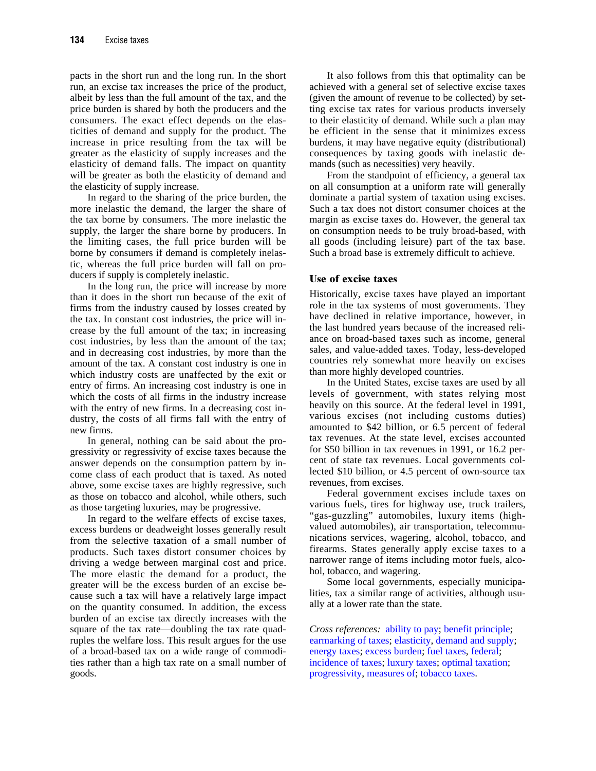pacts in the short run and the long run. In the short run, an excise tax increases the price of the product, albeit by less than the full amount of the tax, and the price burden is shared by both the producers and the consumers. The exact effect depends on the elasticities of demand and supply for the product. The increase in price resulting from the tax will be greater as the elasticity of supply increases and the elasticity of demand falls. The impact on quantity will be greater as both the elasticity of demand and the elasticity of supply increase.

In regard to the sharing of the price burden, the more inelastic the demand, the larger the share of the tax borne by consumers. The more inelastic the supply, the larger the share borne by producers. In the limiting cases, the full price burden will be borne by consumers if demand is completely inelastic, whereas the full price burden will fall on producers if supply is completely inelastic.

In the long run, the price will increase by more than it does in the short run because of the exit of firms from the industry caused by losses created by the tax. In constant cost industries, the price will increase by the full amount of the tax; in increasing cost industries, by less than the amount of the tax; and in decreasing cost industries, by more than the amount of the tax. A constant cost industry is one in which industry costs are unaffected by the exit or entry of firms. An increasing cost industry is one in which the costs of all firms in the industry increase with the entry of new firms. In a decreasing cost industry, the costs of all firms fall with the entry of new firms.

In general, nothing can be said about the progressivity or regressivity of excise taxes because the answer depends on the consumption pattern by income class of each product that is taxed. As noted above, some excise taxes are highly regressive, such as those on tobacco and alcohol, while others, such as those targeting luxuries, may be progressive.

In regard to the welfare effects of excise taxes, excess burdens or deadweight losses generally result from the selective taxation of a small number of products. Such taxes distort consumer choices by driving a wedge between marginal cost and price. The more elastic the demand for a product, the greater will be the excess burden of an excise because such a tax will have a relatively large impact on the quantity consumed. In addition, the excess burden of an excise tax directly increases with the square of the tax rate—doubling the tax rate quadruples the welfare loss. This result argues for the use of a broad-based tax on a wide range of commodities rather than a high tax rate on a small number of goods.

It also follows from this that optimality can be achieved with a general set of selective excise taxes (given the amount of revenue to be collected) by setting excise tax rates for various products inversely to their elasticity of demand. While such a plan may be efficient in the sense that it minimizes excess burdens, it may have negative equity (distributional) consequences by taxing goods with inelastic demands (such as necessities) very heavily.

From the standpoint of efficiency, a general tax on all consumption at a uniform rate will generally dominate a partial system of taxation using excises. Such a tax does not distort consumer choices at the margin as excise taxes do. However, the general tax on consumption needs to be truly broad-based, with all goods (including leisure) part of the tax base. Such a broad base is extremely difficult to achieve.

## Use of excise taxes

Historically, excise taxes have played an important role in the tax systems of most governments. They have declined in relative importance, however, in the last hundred years because of the increased reliance on broad-based taxes such as income, general sales, and value-added taxes. Today, less-developed countries rely somewhat more heavily on excises than more highly developed countries.

In the United States, excise taxes are used by all levels of government, with states relying most heavily on this source. At the federal level in 1991, various excises (not including customs duties) amounted to $42 billion, or 6.5 percent of federal tax revenues. At the state level, excises accounted for $50 billion in tax revenues in 1991, or 16.2 percent of state tax revenues. Local governments collected $10 billion, or 4.5 percent of own-source tax revenues, from excises.

Federal government excises include taxes on various fuels, tires for highway use, truck trailers, "gas-guzzling" automobiles, luxury items (high-valued automobiles), air transportation, telecommunications services, wagering, alcohol, tobacco, and firearms. States generally apply excise taxes to a narrower range of items including motor fuels, alcohol, tobacco, and wagering.

Some local governments, especially municipalities, tax a similar range of activities, although usually at a lower rate than the state.

*Cross references:* ability to pay; benefit principle; earmarking of taxes; elasticity, demand and supply; energy taxes; excess burden; fuel taxes, federal; incidence of taxes; luxury taxes; optimal taxation; progressivity, measures of; tobacco taxes.